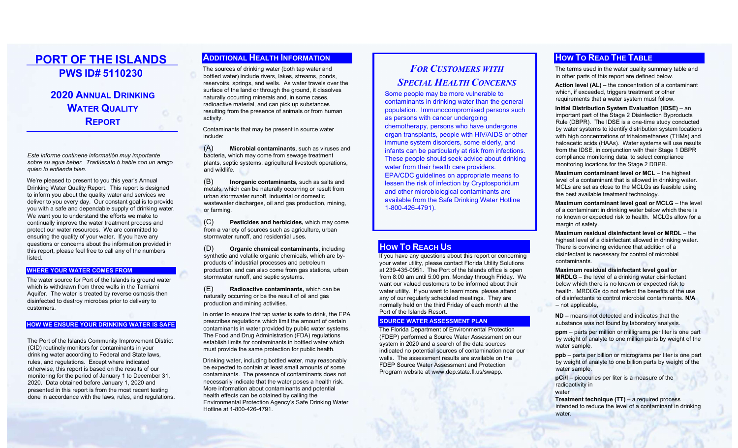# PORT OF THE ISLANDS

## PWS ID# 5110230

## 2020 Annual Drinking Water Quality Report

*Este informe continene información muy importante sobre su agua beber. Tradúscalo ó hable con un amigo quien lo entienda bien.*

We're pleased to present to you this year's Annual Drinking Water Quality Report. This report is designed to inform you about the quality water and services we deliver to you every day. Our constant goal is to provide you with a safe and dependable supply of drinking water. We want you to understand the efforts we make to continually improve the water treatment process and protect our water resources. We are committed to ensuring the quality of your water. If you have any questions or concerns about the information provided in this report, please feel free to call any of the numbers listed.

### WHERE YOUR WATER COMES FROM

The water source for Port of the Islands is ground water which is withdrawn from three wells in the Tamiami Aquifer. The water is treated by reverse osmosis then disinfected to destroy microbes prior to delivery to customers.

### HOW WE ENSURE YOUR DRINKING WATER IS SAFE

The Port of the Islands Community Improvement District (CID) routinely monitors for contaminants in your drinking water according to Federal and State laws, rules, and regulations. Except where indicated otherwise, this report is based on the results of our monitoring for the period of January 1 to December 31, 2020. Data obtained before January 1, 2020 and presented in this report is from the most recent testing done in accordance with the laws, rules, and regulations.

### Additional Health Information

The sources of drinking water (both tap water and bottled water) include rivers, lakes, streams, ponds, reservoirs, springs, and wells. As water travels over the surface of the land or through the ground, it dissolves naturally occurring minerals and, in some cases, radioactive material, and can pick up substances resulting from the presence of animals or from human activity.

Contaminants that may be present in source water include:

(A) **Microbial contaminants**, such as viruses and bacteria, which may come from sewage treatment plants, septic systems, agricultural livestock operations, and wildlife.

(B) **Inorganic contaminants,** such as salts and metals, which can be naturally occurring or result from urban stormwater runoff, industrial or domestic wastewater discharges, oil and gas production, mining, or farming.

(C) **Pesticides and herbicides,** which may come from a variety of sources such as agriculture, urban stormwater runoff, and residential uses.

(D) **Organic chemical contaminants,** including synthetic and volatile organic chemicals, which are by-products of industrial processes and petroleum production, and can also come from gas stations, urban stormwater runoff, and septic systems.

(E) **Radioactive contaminants,** which can be naturally occurring or be the result of oil and gas production and mining activities.

In order to ensure that tap water is safe to drink, the EPA prescribes regulations which limit the amount of certain contaminants in water provided by public water systems. The Food and Drug Administration (FDA) regulations establish limits for contaminants in bottled water which must provide the same protection for public health.

Drinking water, including bottled water, may reasonably be expected to contain at least small amounts of some contaminants. The presence of contaminants does not necessarily indicate that the water poses a health risk. More information about contaminants and potential health effects can be obtained by calling the Environmental Protection Agency's Safe Drinking Water Hotline at 1-800-426-4791.

### *For Customers with Special Health Concerns*

Some people may be more vulnerable to contaminants in drinking water than the general population. Immunocompromised persons such as persons with cancer undergoing chemotherapy, persons who have undergone organ transplants, people with HIV/AIDS or other immune system disorders, some elderly, and infants can be particularly at risk from infections. These people should seek advice about drinking water from their health care providers. EPA/CDC guidelines on appropriate means to lessen the risk of infection by Cryptosporidium and other microbiological contaminants are available from the Safe Drinking Water Hotline 1-800-426-4791).

### How To Reach Us

If you have any questions about this report or concerning your water utility, please contact Florida Utility Solutions at 239-435-0951. The Port of the Islands office is open from 8:00 am until 5:00 pm, Monday through Friday. We want our valued customers to be informed about their water utility. If you want to learn more, please attend any of our regularly scheduled meetings. They are normally held on the third Friday of each month at the Port of the Islands Resort.

### SOURCE WATER ASSESSMENT PLAN

The Florida Department of Environmental Protection (FDEP) performed a Source Water Assessment on our system in 2020 and a search of the data sources indicated no potential sources of contamination near our wells. The assessment results are available on the FDEP Source Water Assessment and Protection Program website at www.dep.state.fl.us/swapp.

### How To Read The Table

The terms used in the water quality summary table and in other parts of this report are defined below.

**Action level (AL) –** the concentration of a contaminant which, if exceeded, triggers treatment or other requirements that a water system must follow.

**Initial Distribution System Evaluation (IDSE)** – an important part of the Stage 2 Disinfection Byproducts Rule (DBPR). The IDSE is a one-time study conducted by water systems to identify distribution system locations with high concentrations of trihalomethanes (THMs) and haloacetic acids (HAAs). Water systems will use results from the IDSE, in conjunction with their Stage 1 DBPR compliance monitoring data, to select compliance monitoring locations for the Stage 2 DBPR.

**Maximum contaminant level or MCL** – the highest level of a contaminant that is allowed in drinking water. MCLs are set as close to the MCLGs as feasible using the best available treatment technology.

**Maximum contaminant level goal or MCLG** – the level of a contaminant in drinking water below which there is no known or expected risk to health. MCLGs allow for a margin of safety.

**Maximum residual disinfectant level or MRDL** – the highest level of a disinfectant allowed in drinking water. There is convincing evidence that addition of a disinfectant is necessary for control of microbial contaminants.

**Maximum residual disinfectant level goal or MRDLG** – the level of a drinking water disinfectant below which there is no known or expected risk to health. MRDLGs do not reflect the benefits of the use of disinfectants to control microbial contaminants. **N/A** – not applicable,

**ND** – means not detected and indicates that the substance was not found by laboratory analysis.

**ppm** – parts per million or milligrams per liter is one part by weight of analyte to one million parts by weight of the water sample.

**ppb** – parts per billion or micrograms per liter is one part by weight of analyte to one billion parts by weight of the water sample.

**pCi/l** – picocuries per liter is a measure of the radioactivity in water

**Treatment technique (TT)** – a required process intended to reduce the level of a contaminant in drinking water.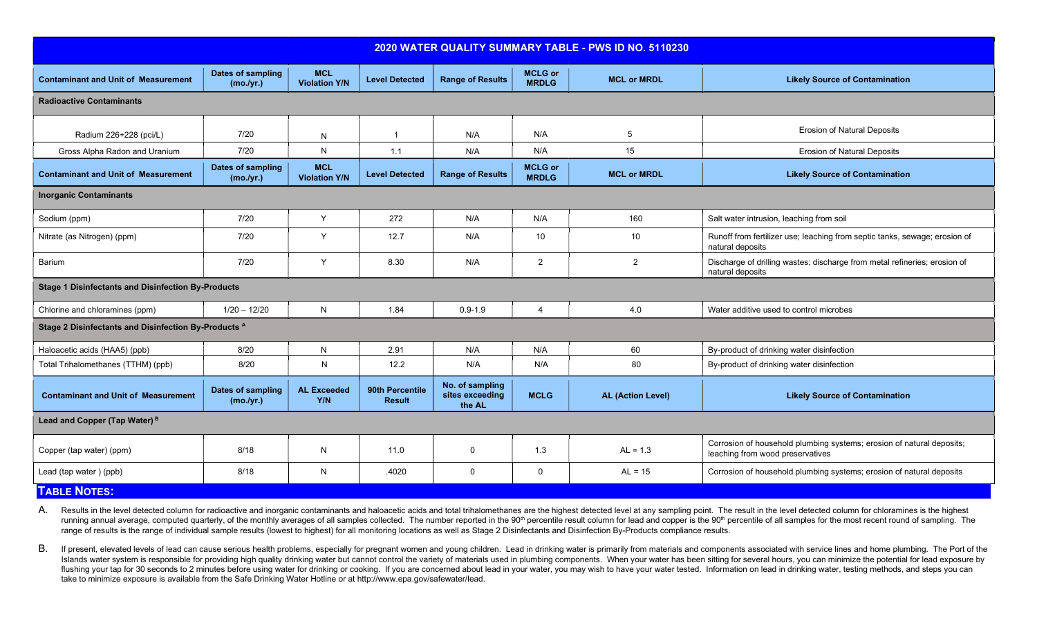# 2020 WATER QUALITY SUMMARY TABLE - PWS ID NO. 5110230

| Contaminant and Unit of Measurement | Dates of sampling (mo./yr.) | MCL Violation Y/N | Level Detected | Range of Results | MCLG or MRDLG | MCL or MRDL | Likely Source of Contamination |
|---|---|---|---|---|---|---|---|
| **Radioactive Contaminants** | | | | | | | |
| Radium 226+228 (pci/L) | 7/20 | N | 1 | N/A | N/A | 5 | Erosion of Natural Deposits |
| Gross Alpha Radon and Uranium | 7/20 | N | 1.1 | N/A | N/A | 15 | Erosion of Natural Deposits |

| Contaminant and Unit of Measurement | Dates of sampling (mo./yr.) | MCL Violation Y/N | Level Detected | Range of Results | MCLG or MRDLG | MCL or MRDL | Likely Source of Contamination |
|---|---|---|---|---|---|---|---|
| **Inorganic Contaminants** | | | | | | | |
| Sodium (ppm) | 7/20 | Y | 272 | N/A | N/A | 160 | Salt water intrusion, leaching from soil |
| Nitrate (as Nitrogen) (ppm) | 7/20 | Y | 12.7 | N/A | 10 | 10 | Runoff from fertilizer use; leaching from septic tanks, sewage; erosion of natural deposits |
| Barium | 7/20 | Y | 8.30 | N/A | 2 | 2 | Discharge of drilling wastes; discharge from metal refineries; erosion of natural deposits |
| **Stage 1 Disinfectants and Disinfection By-Products** | | | | | | | |
| Chlorine and chloramines (ppm) | 1/20 – 12/20 | N | 1.84 | 0.9-1.9 | 4 | 4.0 | Water additive used to control microbes |
| **Stage 2 Disinfectants and Disinfection By-Products [A]** | | | | | | | |
| Haloacetic acids (HAA5) (ppb) | 8/20 | N | 2.91 | N/A | N/A | 60 | By-product of drinking water disinfection |
| Total Trihalomethanes (TTHM) (ppb) | 8/20 | N | 12.2 | N/A | N/A | 80 | By-product of drinking water disinfection |

| Contaminant and Unit of Measurement | Dates of sampling (mo./yr.) | AL Exceeded Y/N | 90th Percentile Result | No. of sampling sites exceeding the AL | MCLG | AL (Action Level) | Likely Source of Contamination |
|---|---|---|---|---|---|---|---|
| **Lead and Copper (Tap Water) [B]** | | | | | | | |
| Copper (tap water) (ppm) | 8/18 | N | 11.0 | 0 | 1.3 | AL = 1.3 | Corrosion of household plumbing systems; erosion of natural deposits; leaching from wood preservatives |
| Lead (tap water ) (ppb) | 8/18 | N | .4020 | 0 | 0 | AL = 15 | Corrosion of household plumbing systems; erosion of natural deposits |

## TABLE NOTES:

A. Results in the level detected column for radioactive and inorganic contaminants and haloacetic acids and total trihalomethanes are the highest detected level at any sampling point. The result in the level detected column for chloramines is the highest running annual average, computed quarterly, of the monthly averages of all samples collected. The number reported in the 90th percentile result column for lead and copper is the 90th percentile of all samples for the most recent round of sampling. The range of results is the range of individual sample results (lowest to highest) for all monitoring locations as well as Stage 2 Disinfectants and Disinfection By-Products compliance results.

B. If present, elevated levels of lead can cause serious health problems, especially for pregnant women and young children. Lead in drinking water is primarily from materials and components associated with service lines and home plumbing. The Port of the Islands water system is responsible for providing high quality drinking water but cannot control the variety of materials used in plumbing components. When your water has been sitting for several hours, you can minimize the potential for lead exposure by flushing your tap for 30 seconds to 2 minutes before using water for drinking or cooking. If you are concerned about lead in your water, you may wish to have your water tested. Information on lead in drinking water, testing methods, and steps you can take to minimize exposure is available from the Safe Drinking Water Hotline or at http://www.epa.gov/safewater/lead.